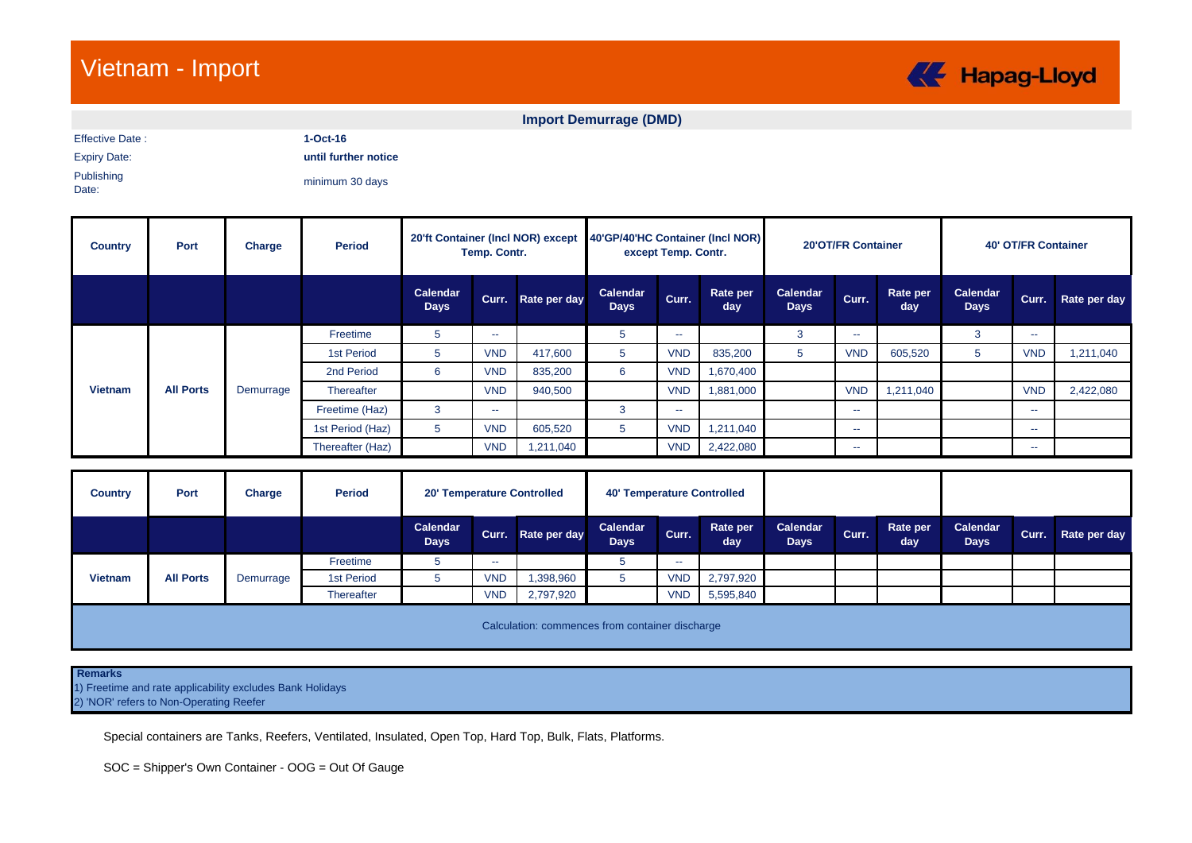# Vietnam - Import

Hapag-Lloyd

## Import Demurrage (DMD)

| | |
|---|---|
| Effective Date : | **1-Oct-16** |
| Expiry Date: | **until further notice** |
| Publishing Date: | minimum 30 days |

| Country | Port | Charge | Period | 20'ft Container (Incl NOR) except Temp. Contr. | | | 40'GP/40'HC Container (Incl NOR) except Temp. Contr. | | | 20'OT/FR Container | | | 40' OT/FR Container | | |
|---|---|---|---|---|---|---|---|---|---|---|---|---|---|---|---|
| | | | | Calendar Days | Curr. | Rate per day | Calendar Days | Curr. | Rate per day | Calendar Days | Curr. | Rate per day | Calendar Days | Curr. | Rate per day |
| Vietnam | All Ports | Demurrage | Freetime | 5 | -- | | 5 | -- | | 3 | -- | | 3 | -- | |
| | | | 1st Period | 5 | VND | 417,600 | 5 | VND | 835,200 | 5 | VND | 605,520 | 5 | VND | 1,211,040 |
| | | | 2nd Period | 6 | VND | 835,200 | 6 | VND | 1,670,400 | | | | | | |
| | | | Thereafter | | VND | 940,500 | | VND | 1,881,000 | | VND | 1,211,040 | | VND | 2,422,080 |
| | | | Freetime (Haz) | 3 | -- | | 3 | -- | | | -- | | | -- | |
| | | | 1st Period (Haz) | 5 | VND | 605,520 | 5 | VND | 1,211,040 | | -- | | | -- | |
| | | | Thereafter (Haz) | | VND | 1,211,040 | | VND | 2,422,080 | | -- | | | -- | |

| Country | Port | Charge | Period | 20' Temperature Controlled | | | 40' Temperature Controlled | | | | | | | | |
|---|---|---|---|---|---|---|---|---|---|---|---|---|---|---|---|
| | | | | Calendar Days | Curr. | Rate per day | Calendar Days | Curr. | Rate per day | Calendar Days | Curr. | Rate per day | Calendar Days | Curr. | Rate per day |
| Vietnam | All Ports | Demurrage | Freetime | 5 | -- | | 5 | -- | | | | | | | |
| | | | 1st Period | 5 | VND | 1,398,960 | 5 | VND | 2,797,920 | | | | | | |
| | | | Thereafter | | VND | 2,797,920 | | VND | 5,595,840 | | | | | | |

Calculation: commences from container discharge

**Remarks**

1) Freetime and rate applicability excludes Bank Holidays
2) 'NOR' refers to Non-Operating Reefer

Special containers are Tanks, Reefers, Ventilated, Insulated, Open Top, Hard Top, Bulk, Flats, Platforms.

SOC = Shipper's Own Container - OOG = Out Of Gauge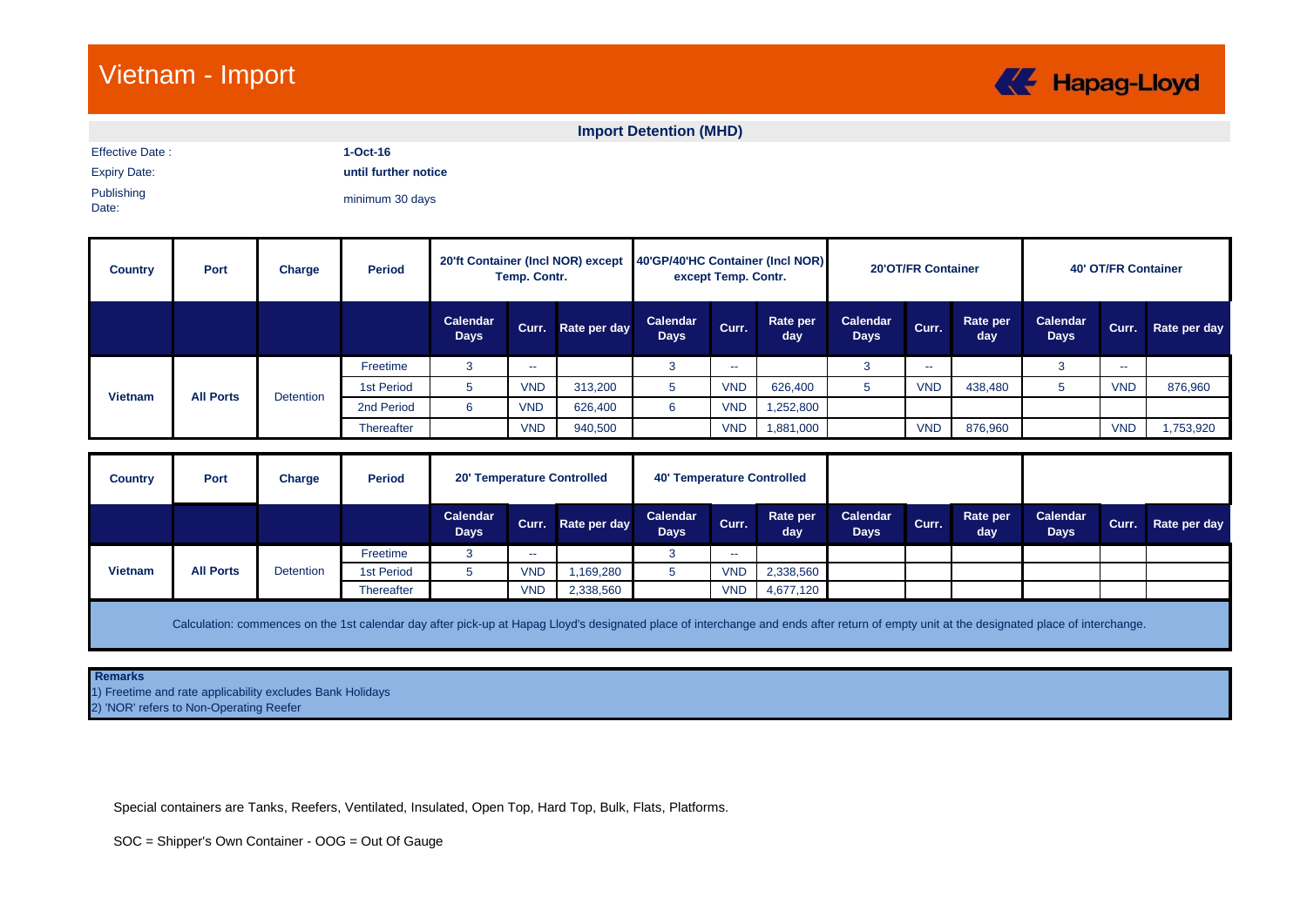# Vietnam - Import

Hapag-Lloyd

## Import Detention (MHD)

Effective Date : **1-Oct-16**

Expiry Date: **until further notice**

Publishing Date: minimum 30 days

| Country | Port | Charge | Period | 20'ft Container (Incl NOR) except Temp. Contr. | | | 40'GP/40'HC Container (Incl NOR) except Temp. Contr. | | | 20'OT/FR Container | | | 40' OT/FR Container | | |
|---|---|---|---|---|---|---|---|---|---|---|---|---|---|---|---|
| | | | | Calendar Days | Curr. | Rate per day | Calendar Days | Curr. | Rate per day | Calendar Days | Curr. | Rate per day | Calendar Days | Curr. | Rate per day |
| Vietnam | All Ports | Detention | Freetime | 3 | -- | | 3 | -- | | 3 | -- | | 3 | -- | |
| | | | 1st Period | 5 | VND | 313,200 | 5 | VND | 626,400 | 5 | VND | 438,480 | 5 | VND | 876,960 |
| | | | 2nd Period | 6 | VND | 626,400 | 6 | VND | 1,252,800 | | | | | | |
| | | | Thereafter | | VND | 940,500 | | VND | 1,881,000 | | VND | 876,960 | | VND | 1,753,920 |

| Country | Port | Charge | Period | 20' Temperature Controlled | | | 40' Temperature Controlled | | | | | | | | |
|---|---|---|---|---|---|---|---|---|---|---|---|---|---|---|---|
| | | | | Calendar Days | Curr. | Rate per day | Calendar Days | Curr. | Rate per day | Calendar Days | Curr. | Rate per day | Calendar Days | Curr. | Rate per day |
| Vietnam | All Ports | Detention | Freetime | 3 | -- | | 3 | -- | | | | | | | |
| | | | 1st Period | 5 | VND | 1,169,280 | 5 | VND | 2,338,560 | | | | | | |
| | | | Thereafter | | VND | 2,338,560 | | VND | 4,677,120 | | | | | | |

Calculation: commences on the 1st calendar day after pick-up at Hapag Lloyd's designated place of interchange and ends after return of empty unit at the designated place of interchange.

**Remarks**

1) Freetime and rate applicability excludes Bank Holidays

2) 'NOR' refers to Non-Operating Reefer

Special containers are Tanks, Reefers, Ventilated, Insulated, Open Top, Hard Top, Bulk, Flats, Platforms.

SOC = Shipper's Own Container - OOG = Out Of Gauge